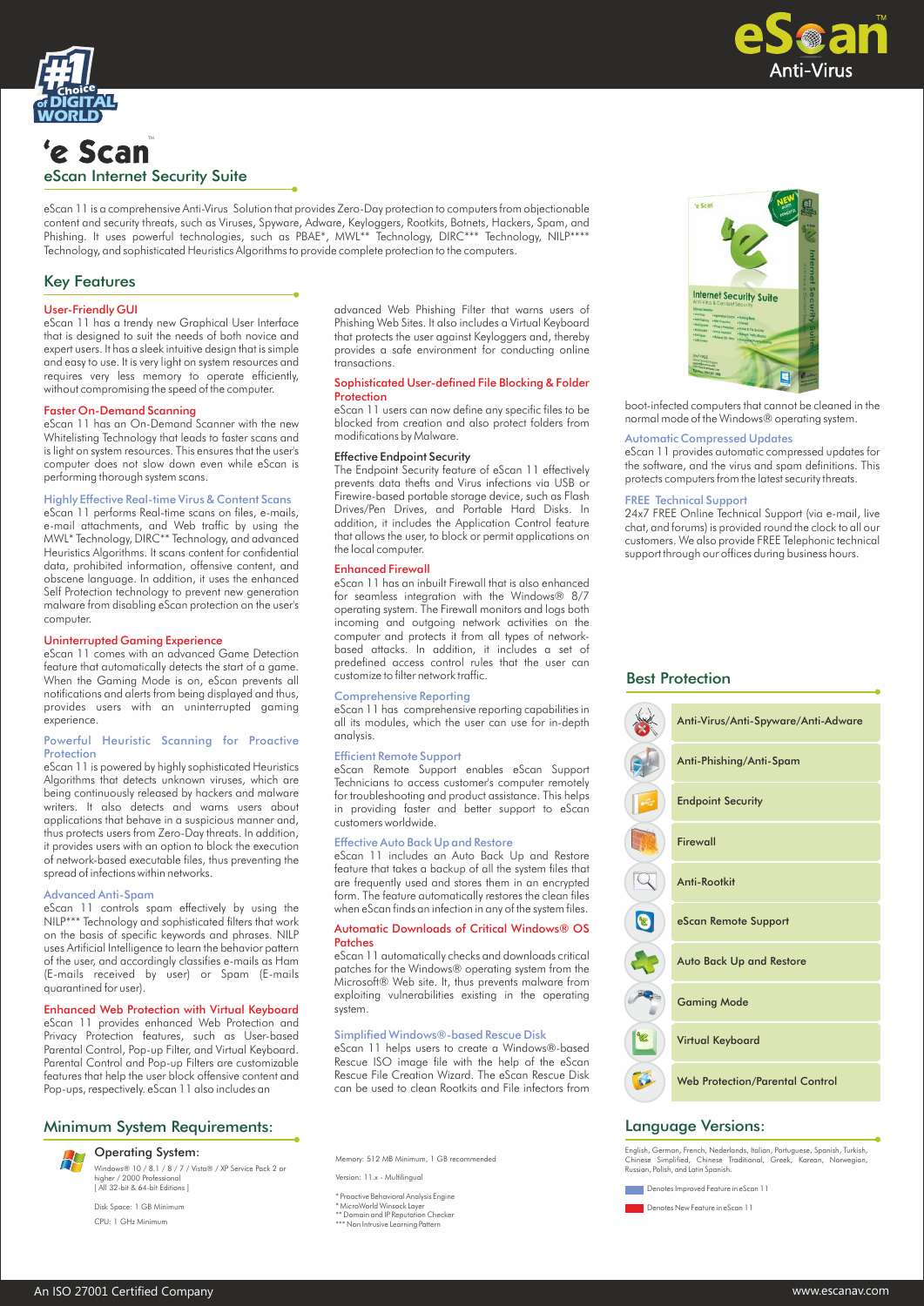# 'e Scan

## eScan Internet Security Suite

eScan 11 is a comprehensive Anti-Virus Solution that provides Zero-Day protection to computers from objectionable content and security threats, such as Viruses, Spyware, Adware, Keyloggers, Rootkits, Botnets, Hackers, Spam, and Phishing. It uses powerful technologies, such as PBAE*, MWL** Technology, DIRC*** Technology, NILP**** Technology, and sophisticated Heuristics Algorithms to provide complete protection to the computers.

## Key Features

### User-Friendly GUI

eScan 11 has a trendy new Graphical User Interface that is designed to suit the needs of both novice and expert users. It has a sleek intuitive design that is simple and easy to use. It is very light on system resources and requires very less memory to operate efficiently, without compromising the speed of the computer.

### Faster On-Demand Scanning

eScan 11 has an On-Demand Scanner with the new Whitelisting Technology that leads to faster scans and is light on system resources. This ensures that the user's computer does not slow down even while eScan is performing thorough system scans.

### Highly Effective Real-time Virus & Content Scans

eScan 11 performs Real-time scans on files, e-mails, e-mail attachments, and Web traffic by using the MWL* Technology, DIRC** Technology, and advanced Heuristics Algorithms. It scans content for confidential data, prohibited information, offensive content, and obscene language. In addition, it uses the enhanced Self Protection technology to prevent new generation malware from disabling eScan protection on the user's computer.

### Uninterrupted Gaming Experience

eScan 11 comes with an advanced Game Detection feature that automatically detects the start of a game. When the Gaming Mode is on, eScan prevents all notifications and alerts from being displayed and thus, provides users with an uninterrupted gaming experience.

### Powerful Heuristic Scanning for Proactive Protection

eScan 11 is powered by highly sophisticated Heuristics Algorithms that detects unknown viruses, which are being continuously released by hackers and malware writers. It also detects and warns users about applications that behave in a suspicious manner and, thus protects users from Zero-Day threats. In addition, it provides users with an option to block the execution of network-based executable files, thus preventing the spread of infections within networks.

### Advanced Anti-Spam

eScan 11 controls spam effectively by using the NILP*** Technology and sophisticated filters that work on the basis of specific keywords and phrases. NILP uses Artificial Intelligence to learn the behavior pattern of the user, and accordingly classifies e-mails as Ham (E-mails received by user) or Spam (E-mails quarantined for user).

### Enhanced Web Protection with Virtual Keyboard

eScan 11 provides enhanced Web Protection and Privacy Protection features, such as User-based Parental Control, Pop-up Filter, and Virtual Keyboard. Parental Control and Pop-up Filters are customizable features that help the user block offensive content and Pop-ups, respectively. eScan 11 also includes an advanced Web Phishing Filter that warns users of Phishing Web Sites. It also includes a Virtual Keyboard that protects the user against Keyloggers and, thereby provides a safe environment for conducting online transactions.

### Sophisticated User-defined File Blocking & Folder Protection

eScan 11 users can now define any specific files to be blocked from creation and also protect folders from modifications by Malware.

### Effective Endpoint Security

The Endpoint Security feature of eScan 11 effectively prevents data thefts and Virus infections via USB or Firewire-based portable storage device, such as Flash Drives/Pen Drives, and Portable Hard Disks. In addition, it includes the Application Control feature that allows the user, to block or permit applications on the local computer.

### Enhanced Firewall

eScan 11 has an inbuilt Firewall that is also enhanced for seamless integration with the Windows® 8/7 operating system. The Firewall monitors and logs both incoming and outgoing network activities on the computer and protects it from all types of network-based attacks. In addition, it includes a set of predefined access control rules that the user can customize to filter network traffic.

### Comprehensive Reporting

eScan 11 has comprehensive reporting capabilities in all its modules, which the user can use for in-depth analysis.

### Efficient Remote Support

eScan Remote Support enables eScan Support Technicians to access customer's computer remotely for troubleshooting and product assistance. This helps in providing faster and better support to eScan customers worldwide.

### Effective Auto Back Up and Restore

eScan 11 includes an Auto Back Up and Restore feature that takes a backup of all the system files that are frequently used and stores them in an encrypted form. The feature automatically restores the clean files when eScan finds an infection in any of the system files.

### Automatic Downloads of Critical Windows® OS Patches

eScan 11 automatically checks and downloads critical patches for the Windows® operating system from the Microsoft® Web site. It, thus prevents malware from exploiting vulnerabilities existing in the operating system.

### Simplified Windows®-based Rescue Disk

eScan 11 helps users to create a Windows®-based Rescue ISO image file with the help of the eScan Rescue File Creation Wizard. The eScan Rescue Disk can be used to clean Rootkits and File infectors from boot-infected computers that cannot be cleaned in the normal mode of the Windows® operating system.

### Automatic Compressed Updates

eScan 11 provides automatic compressed updates for the software, and the virus and spam definitions. This protects computers from the latest security threats.

### FREE Technical Support

24x7 FREE Online Technical Support (via e-mail, live chat, and forums) is provided round the clock to all our customers. We also provide FREE Telephonic technical support through our offices during business hours.

## Best Protection

- Anti-Virus/Anti-Spyware/Anti-Adware
- Anti-Phishing/Anti-Spam
- Endpoint Security
- Firewall
- Anti-Rootkit
- eScan Remote Support
- Auto Back Up and Restore
- Gaming Mode
- Virtual Keyboard
- Web Protection/Parental Control

## Minimum System Requirements:

### Operating System:

Windows® 10 / 8.1 / 8 / 7 / Vista® / XP Service Pack 2 or higher / 2000 Professional
[ All 32-bit & 64-bit Editions ]

Disk Space: 1 GB Minimum

CPU: 1 GHz Minimum

Memory: 512 MB Minimum, 1 GB recommended

Version: 11.x - Multilingual

\* Proactive Behavioral Analysis Engine
\* MicroWorld Winsock Layer
** Domain and IP Reputation Checker
*** Non Intrusive Learning Pattern

## Language Versions:

English, German, French, Nederlands, Italian, Portuguese, Spanish, Turkish, Chinese Simplified, Chinese Traditional, Greek, Korean, Norwegian, Russian, Polish, and Latin Spanish.

Denotes Improved Feature in eScan 11

Denotes New Feature in eScan 11

An ISO 27001 Certified Company | www.escanav.com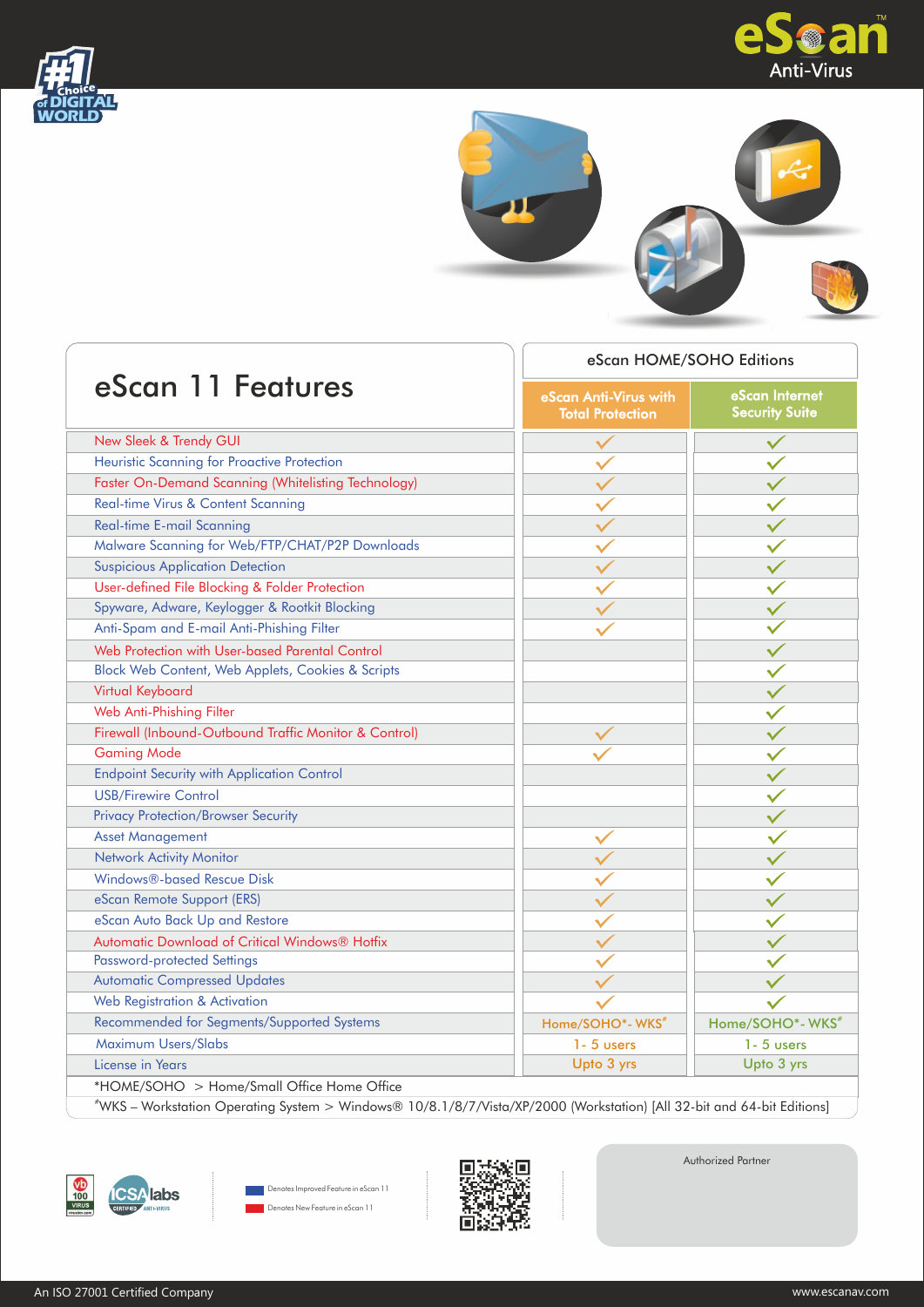# eScan 11 Features

| eScan 11 Features | eScan HOME/SOHO Editions | |
|---|---|---|
| | eScan Anti-Virus with Total Protection | eScan Internet Security Suite |
| New Sleek & Trendy GUI | ✓ | ✓ |
| Heuristic Scanning for Proactive Protection | ✓ | ✓ |
| Faster On-Demand Scanning (Whitelisting Technology) | ✓ | ✓ |
| Real-time Virus & Content Scanning | ✓ | ✓ |
| Real-time E-mail Scanning | ✓ | ✓ |
| Malware Scanning for Web/FTP/CHAT/P2P Downloads | ✓ | ✓ |
| Suspicious Application Detection | ✓ | ✓ |
| User-defined File Blocking & Folder Protection | ✓ | ✓ |
| Spyware, Adware, Keylogger & Rootkit Blocking | ✓ | ✓ |
| Anti-Spam and E-mail Anti-Phishing Filter | ✓ | ✓ |
| Web Protection with User-based Parental Control | | ✓ |
| Block Web Content, Web Applets, Cookies & Scripts | | ✓ |
| Virtual Keyboard | | ✓ |
| Web Anti-Phishing Filter | | ✓ |
| Firewall (Inbound-Outbound Traffic Monitor & Control) | ✓ | ✓ |
| Gaming Mode | ✓ | ✓ |
| Endpoint Security with Application Control | | ✓ |
| USB/Firewire Control | | ✓ |
| Privacy Protection/Browser Security | | ✓ |
| Asset Management | ✓ | ✓ |
| Network Activity Monitor | ✓ | ✓ |
| Windows®-based Rescue Disk | ✓ | ✓ |
| eScan Remote Support (ERS) | ✓ | ✓ |
| eScan Auto Back Up and Restore | ✓ | ✓ |
| Automatic Download of Critical Windows® Hotfix | ✓ | ✓ |
| Password-protected Settings | ✓ | ✓ |
| Automatic Compressed Updates | ✓ | ✓ |
| Web Registration & Activation | ✓ | ✓ |
| Recommended for Segments/Supported Systems | Home/SOHO*- WKS# | Home/SOHO*- WKS# |
| Maximum Users/Slabs | 1- 5 users | 1- 5 users |
| License in Years | Upto 3 yrs | Upto 3 yrs |

*HOME/SOHO > Home/Small Office Home Office

#WKS – Workstation Operating System > Windows® 10/8.1/8/7/Vista/XP/2000 (Workstation) [All 32-bit and 64-bit Editions]

Denotes Improved Feature in eScan 11

Denotes New Feature in eScan 11

Authorized Partner

An ISO 27001 Certified Company

www.escanav.com